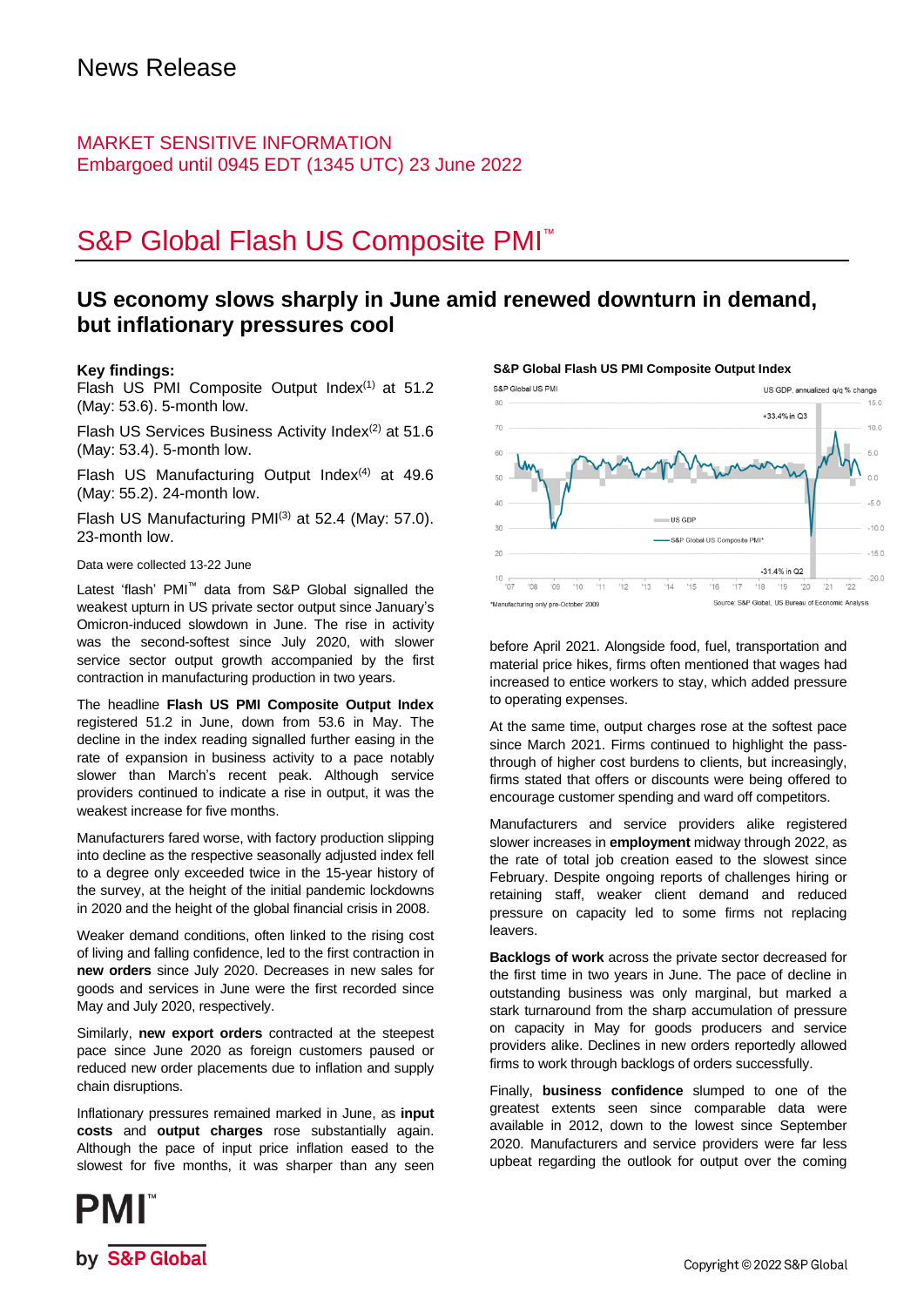News Release

MARKET SENSITIVE INFORMATION
Embargoed until 0945 EDT (1345 UTC) 23 June 2022

# S&P Global Flash US Composite PMI™

## US economy slows sharply in June amid renewed downturn in demand, but inflationary pressures cool

**Key findings:**

Flash US PMI Composite Output Index(1) at 51.2 (May: 53.6). 5-month low.

Flash US Services Business Activity Index(2) at 51.6 (May: 53.4). 5-month low.

Flash US Manufacturing Output Index(4) at 49.6 (May: 55.2). 24-month low.

Flash US Manufacturing PMI(3) at 52.4 (May: 57.0). 23-month low.

Data were collected 13-22 June

Latest 'flash' PMI™ data from S&P Global signalled the weakest upturn in US private sector output since January's Omicron-induced slowdown in June. The rise in activity was the second-softest since July 2020, with slower service sector output growth accompanied by the first contraction in manufacturing production in two years.

The headline **Flash US PMI Composite Output Index** registered 51.2 in June, down from 53.6 in May. The decline in the index reading signalled further easing in the rate of expansion in business activity to a pace notably slower than March's recent peak. Although service providers continued to indicate a rise in output, it was the weakest increase for five months.

Manufacturers fared worse, with factory production slipping into decline as the respective seasonally adjusted index fell to a degree only exceeded twice in the 15-year history of the survey, at the height of the initial pandemic lockdowns in 2020 and the height of the global financial crisis in 2008.

Weaker demand conditions, often linked to the rising cost of living and falling confidence, led to the first contraction in **new orders** since July 2020. Decreases in new sales for goods and services in June were the first recorded since May and July 2020, respectively.

Similarly, **new export orders** contracted at the steepest pace since June 2020 as foreign customers paused or reduced new order placements due to inflation and supply chain disruptions.

Inflationary pressures remained marked in June, as **input costs** and **output charges** rose substantially again. Although the pace of input price inflation eased to the slowest for five months, it was sharper than any seen before April 2021. Alongside food, fuel, transportation and material price hikes, firms often mentioned that wages had increased to entice workers to stay, which added pressure to operating expenses.

At the same time, output charges rose at the softest pace since March 2021. Firms continued to highlight the pass-through of higher cost burdens to clients, but increasingly, firms stated that offers or discounts were being offered to encourage customer spending and ward off competitors.

Manufacturers and service providers alike registered slower increases in **employment** midway through 2022, as the rate of total job creation eased to the slowest since February. Despite ongoing reports of challenges hiring or retaining staff, weaker client demand and reduced pressure on capacity led to some firms not replacing leavers.

**Backlogs of work** across the private sector decreased for the first time in two years in June. The pace of decline in outstanding business was only marginal, but marked a stark turnaround from the sharp accumulation of pressure on capacity in May for goods producers and service providers alike. Declines in new orders reportedly allowed firms to work through backlogs of orders successfully.

Finally, **business confidence** slumped to one of the greatest extents seen since comparable data were available in 2012, down to the lowest since September 2020. Manufacturers and service providers were far less upbeat regarding the outlook for output over the coming

**S&P Global Flash US PMI Composite Output Index**

*Manufacturing only pre-October 2009

Source: S&P Global, US Bureau of Economic Analysis

Copyright © 2022 S&P Global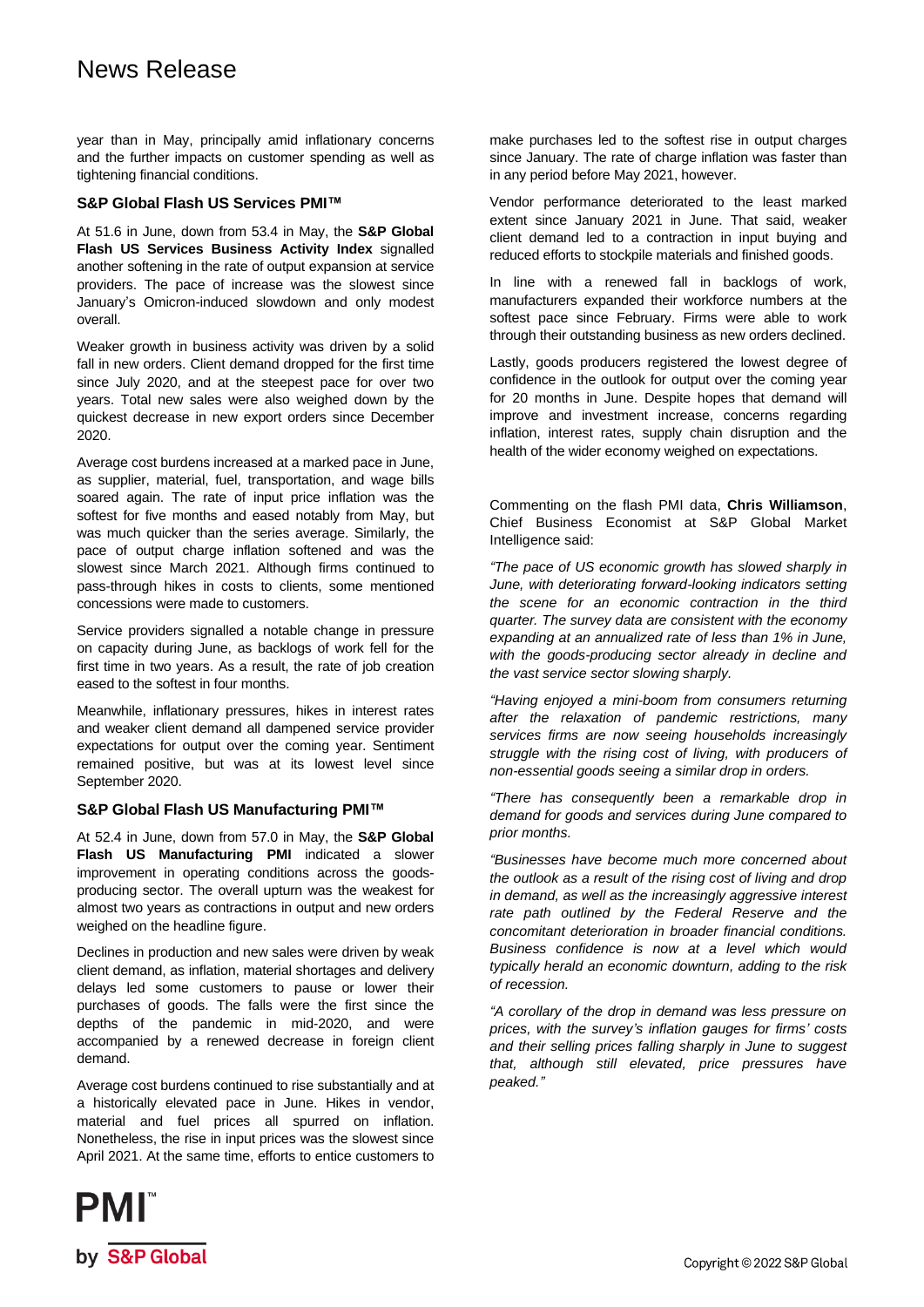year than in May, principally amid inflationary concerns and the further impacts on customer spending as well as tightening financial conditions.

### S&P Global Flash US Services PMI™

At 51.6 in June, down from 53.4 in May, the **S&P Global Flash US Services Business Activity Index** signalled another softening in the rate of output expansion at service providers. The pace of increase was the slowest since January's Omicron-induced slowdown and only modest overall.

Weaker growth in business activity was driven by a solid fall in new orders. Client demand dropped for the first time since July 2020, and at the steepest pace for over two years. Total new sales were also weighed down by the quickest decrease in new export orders since December 2020.

Average cost burdens increased at a marked pace in June, as supplier, material, fuel, transportation, and wage bills soared again. The rate of input price inflation was the softest for five months and eased notably from May, but was much quicker than the series average. Similarly, the pace of output charge inflation softened and was the slowest since March 2021. Although firms continued to pass-through hikes in costs to clients, some mentioned concessions were made to customers.

Service providers signalled a notable change in pressure on capacity during June, as backlogs of work fell for the first time in two years. As a result, the rate of job creation eased to the softest in four months.

Meanwhile, inflationary pressures, hikes in interest rates and weaker client demand all dampened service provider expectations for output over the coming year. Sentiment remained positive, but was at its lowest level since September 2020.

### S&P Global Flash US Manufacturing PMI™

At 52.4 in June, down from 57.0 in May, the **S&P Global Flash US Manufacturing PMI** indicated a slower improvement in operating conditions across the goods-producing sector. The overall upturn was the weakest for almost two years as contractions in output and new orders weighed on the headline figure.

Declines in production and new sales were driven by weak client demand, as inflation, material shortages and delivery delays led some customers to pause or lower their purchases of goods. The falls were the first since the depths of the pandemic in mid-2020, and were accompanied by a renewed decrease in foreign client demand.

Average cost burdens continued to rise substantially and at a historically elevated pace in June. Hikes in vendor, material and fuel prices all spurred on inflation. Nonetheless, the rise in input prices was the slowest since April 2021. At the same time, efforts to entice customers to make purchases led to the softest rise in output charges since January. The rate of charge inflation was faster than in any period before May 2021, however.

Vendor performance deteriorated to the least marked extent since January 2021 in June. That said, weaker client demand led to a contraction in input buying and reduced efforts to stockpile materials and finished goods.

In line with a renewed fall in backlogs of work, manufacturers expanded their workforce numbers at the softest pace since February. Firms were able to work through their outstanding business as new orders declined.

Lastly, goods producers registered the lowest degree of confidence in the outlook for output over the coming year for 20 months in June. Despite hopes that demand will improve and investment increase, concerns regarding inflation, interest rates, supply chain disruption and the health of the wider economy weighed on expectations.

Commenting on the flash PMI data, **Chris Williamson**, Chief Business Economist at S&P Global Market Intelligence said:

*"The pace of US economic growth has slowed sharply in June, with deteriorating forward-looking indicators setting the scene for an economic contraction in the third quarter. The survey data are consistent with the economy expanding at an annualized rate of less than 1% in June, with the goods-producing sector already in decline and the vast service sector slowing sharply.*

*"Having enjoyed a mini-boom from consumers returning after the relaxation of pandemic restrictions, many services firms are now seeing households increasingly struggle with the rising cost of living, with producers of non-essential goods seeing a similar drop in orders.*

*"There has consequently been a remarkable drop in demand for goods and services during June compared to prior months.*

*"Businesses have become much more concerned about the outlook as a result of the rising cost of living and drop in demand, as well as the increasingly aggressive interest rate path outlined by the Federal Reserve and the concomitant deterioration in broader financial conditions. Business confidence is now at a level which would typically herald an economic downturn, adding to the risk of recession.*

*"A corollary of the drop in demand was less pressure on prices, with the survey's inflation gauges for firms' costs and their selling prices falling sharply in June to suggest that, although still elevated, price pressures have peaked."*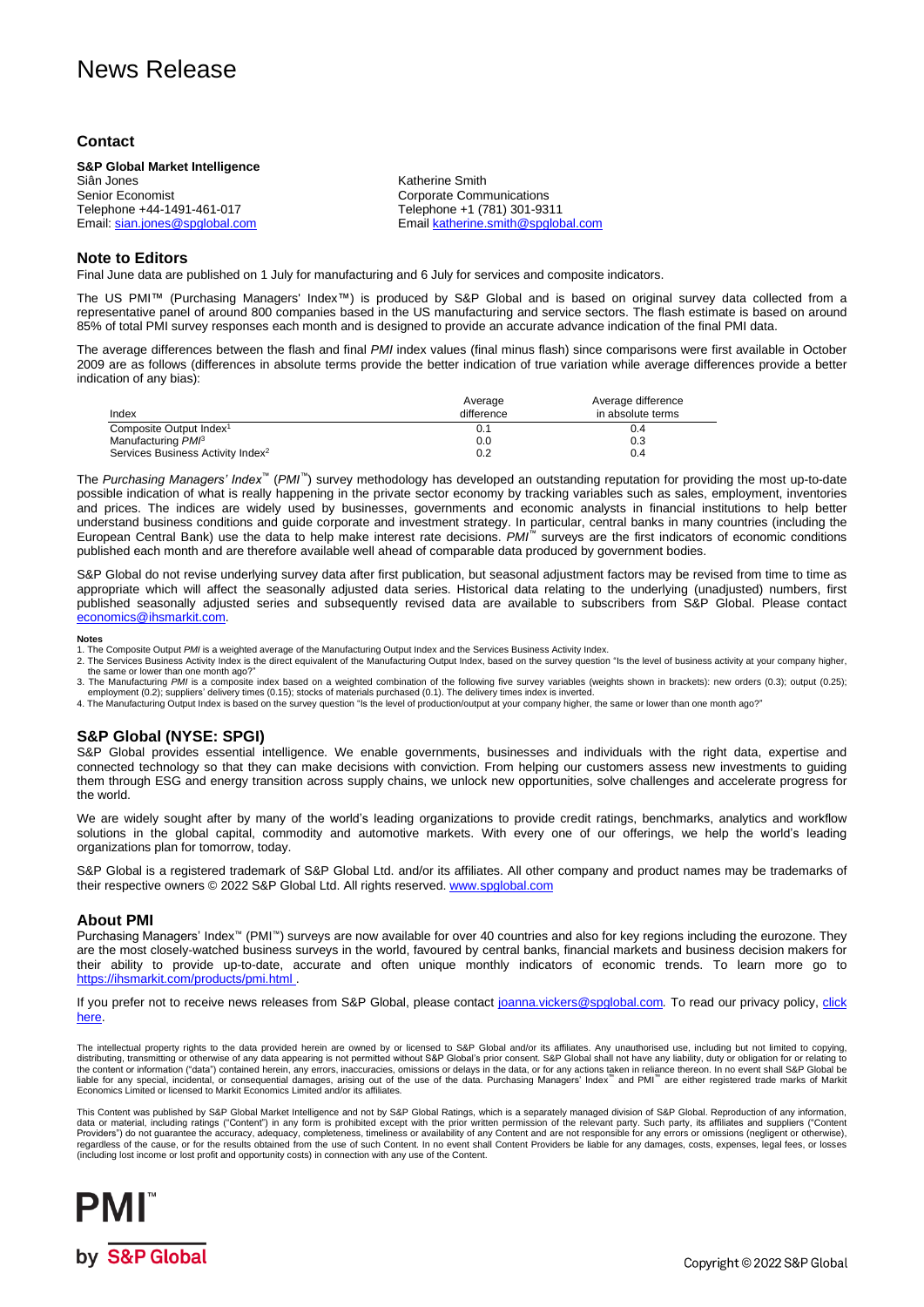# News Release

## Contact

**S&P Global Market Intelligence**
Siân Jones
Senior Economist
Telephone +44-1491-461-017
Email: sian.jones@spglobal.com

Katherine Smith
Corporate Communications
Telephone +1 (781) 301-9311
Email katherine.smith@spglobal.com

## Note to Editors

Final June data are published on 1 July for manufacturing and 6 July for services and composite indicators.

The US PMI™ (Purchasing Managers' Index™) is produced by S&P Global and is based on original survey data collected from a representative panel of around 800 companies based in the US manufacturing and service sectors. The flash estimate is based on around 85% of total PMI survey responses each month and is designed to provide an accurate advance indication of the final PMI data.

The average differences between the flash and final *PMI* index values (final minus flash) since comparisons were first available in October 2009 are as follows (differences in absolute terms provide the better indication of true variation while average differences provide a better indication of any bias):

| Index | Average difference | Average difference in absolute terms |
|---|---|---|
| Composite Output Index[1] | 0.1 | 0.4 |
| Manufacturing *PMI*[3] | 0.0 | 0.3 |
| Services Business Activity Index[2] | 0.2 | 0.4 |

The *Purchasing Managers' Index*™ (*PMI*™) survey methodology has developed an outstanding reputation for providing the most up-to-date possible indication of what is really happening in the private sector economy by tracking variables such as sales, employment, inventories and prices. The indices are widely used by businesses, governments and economic analysts in financial institutions to help better understand business conditions and guide corporate and investment strategy. In particular, central banks in many countries (including the European Central Bank) use the data to help make interest rate decisions. *PMI*™ surveys are the first indicators of economic conditions published each month and are therefore available well ahead of comparable data produced by government bodies.

S&P Global do not revise underlying survey data after first publication, but seasonal adjustment factors may be revised from time to time as appropriate which will affect the seasonally adjusted data series. Historical data relating to the underlying (unadjusted) numbers, first published seasonally adjusted series and subsequently revised data are available to subscribers from S&P Global. Please contact economics@ihsmarkit.com.

**Notes**

1. The Composite Output *PMI* is a weighted average of the Manufacturing Output Index and the Services Business Activity Index.
2. The Services Business Activity Index is the direct equivalent of the Manufacturing Output Index, based on the survey question "Is the level of business activity at your company higher, the same or lower than one month ago?"
3. The Manufacturing *PMI* is a composite index based on a weighted combination of the following five survey variables (weights shown in brackets): new orders (0.3); output (0.25); employment (0.2); suppliers' delivery times (0.15); stocks of materials purchased (0.1). The delivery times index is inverted.
4. The Manufacturing Output Index is based on the survey question "Is the level of production/output at your company higher, the same or lower than one month ago?"

## S&P Global (NYSE: SPGI)

S&P Global provides essential intelligence. We enable governments, businesses and individuals with the right data, expertise and connected technology so that they can make decisions with conviction. From helping our customers assess new investments to guiding them through ESG and energy transition across supply chains, we unlock new opportunities, solve challenges and accelerate progress for the world.

We are widely sought after by many of the world's leading organizations to provide credit ratings, benchmarks, analytics and workflow solutions in the global capital, commodity and automotive markets. With every one of our offerings, we help the world's leading organizations plan for tomorrow, today.

S&P Global is a registered trademark of S&P Global Ltd. and/or its affiliates. All other company and product names may be trademarks of their respective owners © 2022 S&P Global Ltd. All rights reserved. www.spglobal.com

## About PMI

Purchasing Managers' Index™ (PMI™) surveys are now available for over 40 countries and also for key regions including the eurozone. They are the most closely-watched business surveys in the world, favoured by central banks, financial markets and business decision makers for their ability to provide up-to-date, accurate and often unique monthly indicators of economic trends. To learn more go to https://ihsmarkit.com/products/pmi.html .

If you prefer not to receive news releases from S&P Global, please contact joanna.vickers@spglobal.com. To read our privacy policy, click here.

The intellectual property rights to the data provided herein are owned by or licensed to S&P Global and/or its affiliates. Any unauthorised use, including but not limited to copying, distributing, transmitting or otherwise of any data appearing is not permitted without S&P Global's prior consent. S&P Global shall not have any liability, duty or obligation for or relating to the content or information ("data") contained herein, any errors, inaccuracies, omissions or delays in the data, or for any actions taken in reliance thereon. In no event shall S&P Global be liable for any special, incidental, or consequential damages, arising out of the use of the data. Purchasing Managers' Index™ and PMI™ are either registered trade marks of Markit Economics Limited or licensed to Markit Economics Limited and/or its affiliates.

This Content was published by S&P Global Market Intelligence and not by S&P Global Ratings, which is a separately managed division of S&P Global. Reproduction of any information, data or material, including ratings ("Content") in any form is prohibited except with the prior written permission of the relevant party. Such party, its affiliates and suppliers ("Content Providers") do not guarantee the accuracy, adequacy, completeness, timeliness or availability of any Content and are not responsible for any errors or omissions (negligent or otherwise), regardless of the cause, or for the results obtained from the use of such Content. In no event shall Content Providers be liable for any damages, costs, expenses, legal fees, or losses (including lost income or lost profit and opportunity costs) in connection with any use of the Content.

PMI™ by S&P Global

Copyright © 2022 S&P Global